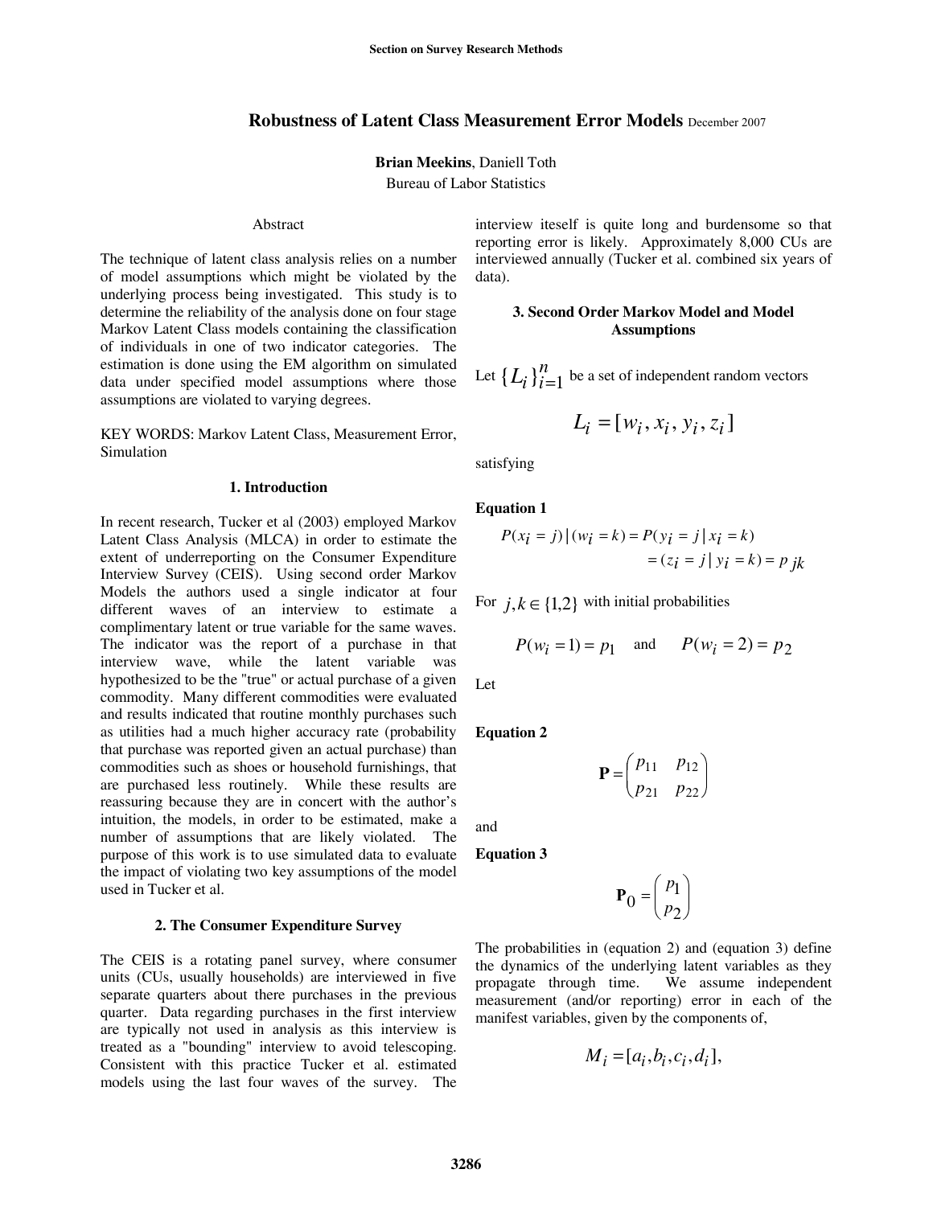# Robustness of Latent Class Measurement Error Models December 2007

**Brian Meekins**, Daniell Toth
Bureau of Labor Statistics

## Abstract

The technique of latent class analysis relies on a number of model assumptions which might be violated by the underlying process being investigated. This study is to determine the reliability of the analysis done on four stage Markov Latent Class models containing the classification of individuals in one of two indicator categories. The estimation is done using the EM algorithm on simulated data under specified model assumptions where those assumptions are violated to varying degrees.

KEY WORDS: Markov Latent Class, Measurement Error, Simulation

## 1. Introduction

In recent research, Tucker et al (2003) employed Markov Latent Class Analysis (MLCA) in order to estimate the extent of underreporting on the Consumer Expenditure Interview Survey (CEIS). Using second order Markov Models the authors used a single indicator at four different waves of an interview to estimate a complimentary latent or true variable for the same waves. The indicator was the report of a purchase in that interview wave, while the latent variable was hypothesized to be the "true" or actual purchase of a given commodity. Many different commodities were evaluated and results indicated that routine monthly purchases such as utilities had a much higher accuracy rate (probability that purchase was reported given an actual purchase) than commodities such as shoes or household furnishings, that are purchased less routinely. While these results are reassuring because they are in concert with the author's intuition, the models, in order to be estimated, make a number of assumptions that are likely violated. The purpose of this work is to use simulated data to evaluate the impact of violating two key assumptions of the model used in Tucker et al.

## 2. The Consumer Expenditure Survey

The CEIS is a rotating panel survey, where consumer units (CUs, usually households) are interviewed in five separate quarters about there purchases in the previous quarter. Data regarding purchases in the first interview are typically not used in analysis as this interview is treated as a "bounding" interview to avoid telescoping. Consistent with this practice Tucker et al. estimated models using the last four waves of the survey. The interview iteself is quite long and burdensome so that reporting error is likely. Approximately 8,000 CUs are interviewed annually (Tucker et al. combined six years of data).

## 3. Second Order Markov Model and Model Assumptions

Let $\{L_i\}_{i=1}^{n}$ be a set of independent random vectors

$$L_i = [w_i, x_i, y_i, z_i]$$

satisfying

**Equation 1**

$$P(x_i = j)\,|\,(w_i = k) = P(y_i = j\,|\,x_i = k) = (z_i = j\,|\,y_i = k) = p_{jk}$$

For $j,k \in \{1,2\}$ with initial probabilities

$$P(w_i = 1) = p_1 \quad \text{and} \quad P(w_i = 2) = p_2$$

Let

**Equation 2**

$$\mathbf{P} = \begin{pmatrix} p_{11} & p_{12} \\ p_{21} & p_{22} \end{pmatrix}$$

and

**Equation 3**

$$\mathbf{P}_0 = \begin{pmatrix} p_1 \\ p_2 \end{pmatrix}$$

The probabilities in (equation 2) and (equation 3) define the dynamics of the underlying latent variables as they propagate through time. We assume independent measurement (and/or reporting) error in each of the manifest variables, given by the components of,

$$M_i = [a_i, b_i, c_i, d_i],$$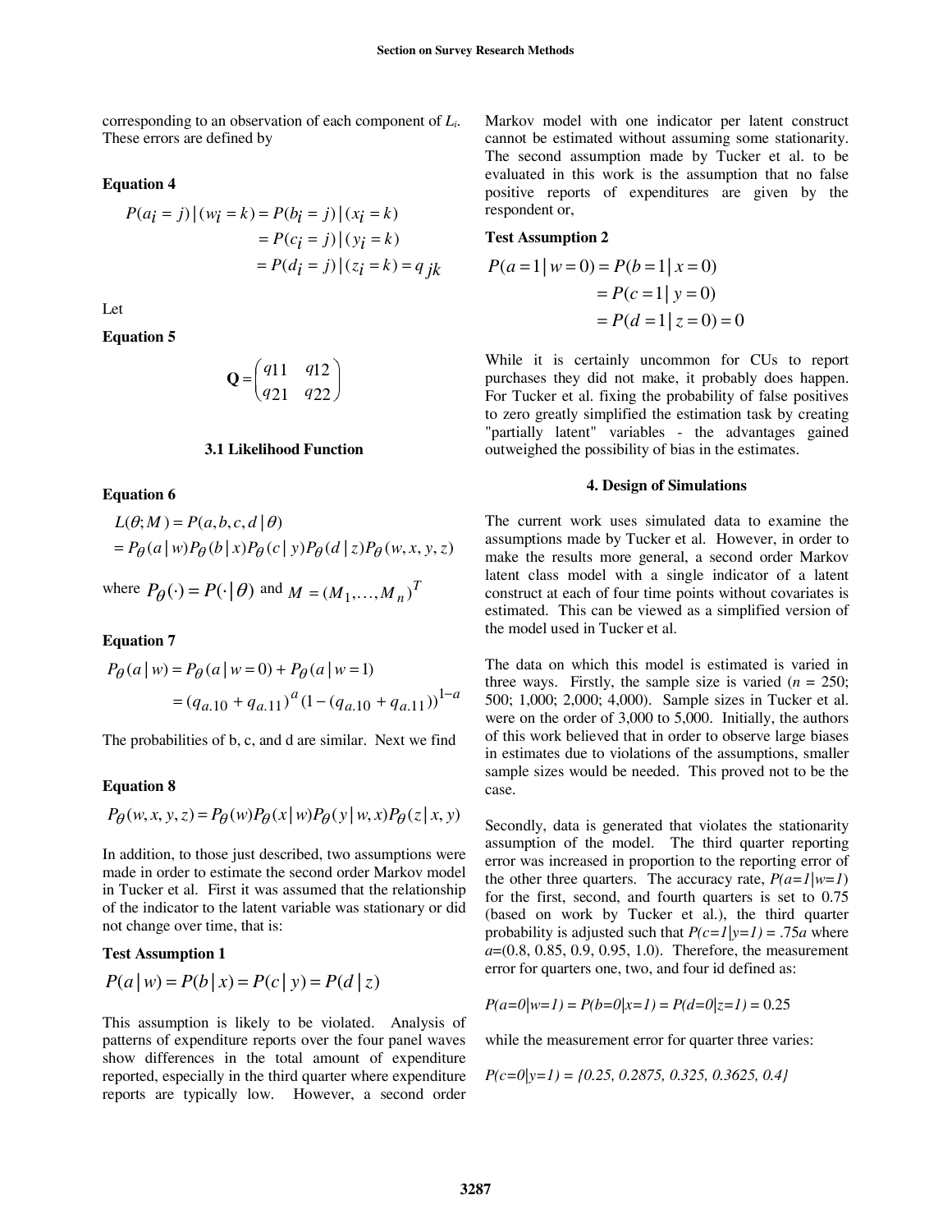corresponding to an observation of each component of $L_i$. These errors are defined by

**Equation 4**

$$
\begin{aligned}
P(a_i = j)\,|\,(w_i = k) &= P(b_i = j)\,|\,(x_i = k) \\
&= P(c_i = j)\,|\,(y_i = k) \\
&= P(d_i = j)\,|\,(z_i = k) = q_{jk}
\end{aligned}
$$

Let

**Equation 5**

$$
\mathbf{Q} = \begin{pmatrix} q11 & q12 \\ q21 & q22 \end{pmatrix}
$$

### 3.1 Likelihood Function

**Equation 6**

$$
\begin{aligned}
&L(\theta; M) = P(a,b,c,d\,|\,\theta) \\
&= P_\theta(a\,|\,w) P_\theta(b\,|\,x) P_\theta(c\,|\,y) P_\theta(d\,|\,z) P_\theta(w,x,y,z)
\end{aligned}
$$

where $P_\theta(\cdot) = P(\cdot\,|\,\theta)$ and $M = (M_1, \ldots, M_n)^T$

**Equation 7**

$$
\begin{aligned}
P_\theta(a\,|\,w) &= P_\theta(a\,|\,w=0) + P_\theta(a\,|\,w=1) \\
&= (q_{a.10} + q_{a.11})^a (1 - (q_{a.10} + q_{a.11}))^{1-a}
\end{aligned}
$$

The probabilities of b, c, and d are similar. Next we find

**Equation 8**

$$
P_\theta(w,x,y,z) = P_\theta(w) P_\theta(x\,|\,w) P_\theta(y\,|\,w,x) P_\theta(z\,|\,x,y)
$$

In addition, to those just described, two assumptions were made in order to estimate the second order Markov model in Tucker et al. First it was assumed that the relationship of the indicator to the latent variable was stationary or did not change over time, that is:

**Test Assumption 1**

$$
P(a\,|\,w) = P(b\,|\,x) = P(c\,|\,y) = P(d\,|\,z)
$$

This assumption is likely to be violated. Analysis of patterns of expenditure reports over the four panel waves show differences in the total amount of expenditure reported, especially in the third quarter where expenditure reports are typically low. However, a second order Markov model with one indicator per latent construct cannot be estimated without assuming some stationarity. The second assumption made by Tucker et al. to be evaluated in this work is the assumption that no false positive reports of expenditures are given by the respondent or,

**Test Assumption 2**

$$
\begin{aligned}
P(a=1\,|\,w=0) &= P(b=1\,|\,x=0) \\
&= P(c=1\,|\,y=0) \\
&= P(d=1\,|\,z=0) = 0
\end{aligned}
$$

While it is certainly uncommon for CUs to report purchases they did not make, it probably does happen. For Tucker et al. fixing the probability of false positives to zero greatly simplified the estimation task by creating "partially latent" variables - the advantages gained outweighed the possibility of bias in the estimates.

## 4. Design of Simulations

The current work uses simulated data to examine the assumptions made by Tucker et al. However, in order to make the results more general, a second order Markov latent class model with a single indicator of a latent construct at each of four time points without covariates is estimated. This can be viewed as a simplified version of the model used in Tucker et al.

The data on which this model is estimated is varied in three ways. Firstly, the sample size is varied ($n$ = 250; 500; 1,000; 2,000; 4,000). Sample sizes in Tucker et al. were on the order of 3,000 to 5,000. Initially, the authors of this work believed that in order to observe large biases in estimates due to violations of the assumptions, smaller sample sizes would be needed. This proved not to be the case.

Secondly, data is generated that violates the stationarity assumption of the model. The third quarter reporting error was increased in proportion to the reporting error of the other three quarters. The accuracy rate, $P(a=1|w=1)$ for the first, second, and fourth quarters is set to 0.75 (based on work by Tucker et al.), the third quarter probability is adjusted such that $P(c=1|y=1) = .75a$ where $a$=(0.8, 0.85, 0.9, 0.95, 1.0). Therefore, the measurement error for quarters one, two, and four id defined as:

$P(a=0|w=1) = P(b=0|x=1) = P(d=0|z=1) = 0.25$

while the measurement error for quarter three varies:

$P(c=0|y=1) = \{0.25, 0.2875, 0.325, 0.3625, 0.4\}$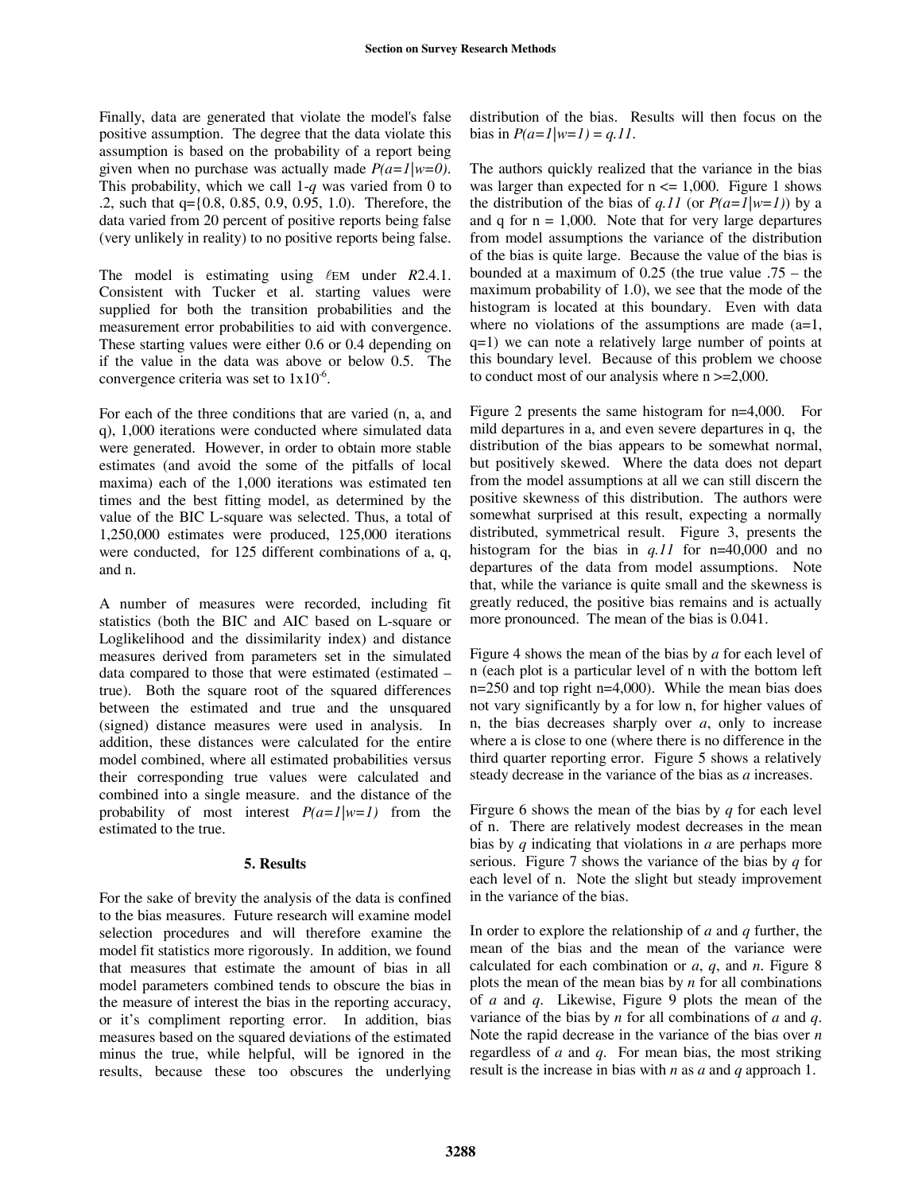Finally, data are generated that violate the model's false positive assumption. The degree that the data violate this assumption is based on the probability of a report being given when no purchase was actually made $P(a=1|w=0)$. This probability, which we call 1-$q$ was varied from 0 to .2, such that q={0.8, 0.85, 0.9, 0.95, 1.0). Therefore, the data varied from 20 percent of positive reports being false (very unlikely in reality) to no positive reports being false.

The model is estimating using ℓEM under *R*2.4.1. Consistent with Tucker et al. starting values were supplied for both the transition probabilities and the measurement error probabilities to aid with convergence. These starting values were either 0.6 or 0.4 depending on if the value in the data was above or below 0.5. The convergence criteria was set to $1\text{x}10^{-6}$.

For each of the three conditions that are varied (n, a, and q), 1,000 iterations were conducted where simulated data were generated. However, in order to obtain more stable estimates (and avoid the some of the pitfalls of local maxima) each of the 1,000 iterations was estimated ten times and the best fitting model, as determined by the value of the BIC L-square was selected. Thus, a total of 1,250,000 estimates were produced, 125,000 iterations were conducted, for 125 different combinations of a, q, and n.

A number of measures were recorded, including fit statistics (both the BIC and AIC based on L-square or Loglikelihood and the dissimilarity index) and distance measures derived from parameters set in the simulated data compared to those that were estimated (estimated – true). Both the square root of the squared differences between the estimated and true and the unsquared (signed) distance measures were used in analysis. In addition, these distances were calculated for the entire model combined, where all estimated probabilities versus their corresponding true values were calculated and combined into a single measure. and the distance of the probability of most interest $P(a=1|w=1)$ from the estimated to the true.

## 5. Results

For the sake of brevity the analysis of the data is confined to the bias measures. Future research will examine model selection procedures and will therefore examine the model fit statistics more rigorously. In addition, we found that measures that estimate the amount of bias in all model parameters combined tends to obscure the bias in the measure of interest the bias in the reporting accuracy, or it's compliment reporting error. In addition, bias measures based on the squared deviations of the estimated minus the true, while helpful, will be ignored in the results, because these too obscures the underlying distribution of the bias. Results will then focus on the bias in $P(a=1|w=1) = q.11$.

The authors quickly realized that the variance in the bias was larger than expected for n <= 1,000. Figure 1 shows the distribution of the bias of *q.11* (or $P(a=1|w=1)$) by a and q for n = 1,000. Note that for very large departures from model assumptions the variance of the distribution of the bias is quite large. Because the value of the bias is bounded at a maximum of 0.25 (the true value .75 – the maximum probability of 1.0), we see that the mode of the histogram is located at this boundary. Even with data where no violations of the assumptions are made (a=1, q=1) we can note a relatively large number of points at this boundary level. Because of this problem we choose to conduct most of our analysis where n >=2,000.

Figure 2 presents the same histogram for n=4,000. For mild departures in a, and even severe departures in q, the distribution of the bias appears to be somewhat normal, but positively skewed. Where the data does not depart from the model assumptions at all we can still discern the positive skewness of this distribution. The authors were somewhat surprised at this result, expecting a normally distributed, symmetrical result. Figure 3, presents the histogram for the bias in *q.11* for n=40,000 and no departures of the data from model assumptions. Note that, while the variance is quite small and the skewness is greatly reduced, the positive bias remains and is actually more pronounced. The mean of the bias is 0.041.

Figure 4 shows the mean of the bias by *a* for each level of n (each plot is a particular level of n with the bottom left n=250 and top right n=4,000). While the mean bias does not vary significantly by a for low n, for higher values of n, the bias decreases sharply over *a*, only to increase where a is close to one (where there is no difference in the third quarter reporting error. Figure 5 shows a relatively steady decrease in the variance of the bias as *a* increases.

Firgure 6 shows the mean of the bias by *q* for each level of n. There are relatively modest decreases in the mean bias by *q* indicating that violations in *a* are perhaps more serious. Figure 7 shows the variance of the bias by *q* for each level of n. Note the slight but steady improvement in the variance of the bias.

In order to explore the relationship of *a* and *q* further, the mean of the bias and the mean of the variance were calculated for each combination or *a*, *q*, and *n*. Figure 8 plots the mean of the mean bias by *n* for all combinations of *a* and *q*. Likewise, Figure 9 plots the mean of the variance of the bias by *n* for all combinations of *a* and *q*. Note the rapid decrease in the variance of the bias over *n* regardless of *a* and *q*. For mean bias, the most striking result is the increase in bias with *n* as *a* and *q* approach 1.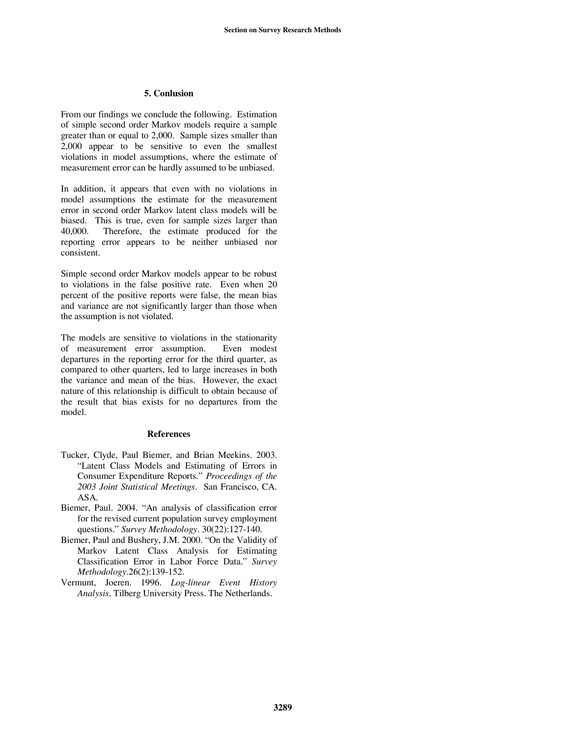## 5. Conlusion

From our findings we conclude the following. Estimation of simple second order Markov models require a sample greater than or equal to 2,000. Sample sizes smaller than 2,000 appear to be sensitive to even the smallest violations in model assumptions, where the estimate of measurement error can be hardly assumed to be unbiased.

In addition, it appears that even with no violations in model assumptions the estimate for the measurement error in second order Markov latent class models will be biased. This is true, even for sample sizes larger than 40,000. Therefore, the estimate produced for the reporting error appears to be neither unbiased nor consistent.

Simple second order Markov models appear to be robust to violations in the false positive rate. Even when 20 percent of the positive reports were false, the mean bias and variance are not significantly larger than those when the assumption is not violated.

The models are sensitive to violations in the stationarity of measurement error assumption. Even modest departures in the reporting error for the third quarter, as compared to other quarters, led to large increases in both the variance and mean of the bias. However, the exact nature of this relationship is difficult to obtain because of the result that bias exists for no departures from the model.

## References

Tucker, Clyde, Paul Biemer, and Brian Meekins. 2003. "Latent Class Models and Estimating of Errors in Consumer Expenditure Reports." *Proceedings of the 2003 Joint Statistical Meetings*. San Francisco, CA. ASA.

Biemer, Paul. 2004. "An analysis of classification error for the revised current population survey employment questions." *Survey Methodology*. 30(22):127-140.

Biemer, Paul and Bushery, J.M. 2000. "On the Validity of Markov Latent Class Analysis for Estimating Classification Error in Labor Force Data." *Survey Methodology*.26(2):139-152.

Vermunt, Joeren. 1996. *Log-linear Event History Analysis*. Tilberg University Press. The Netherlands.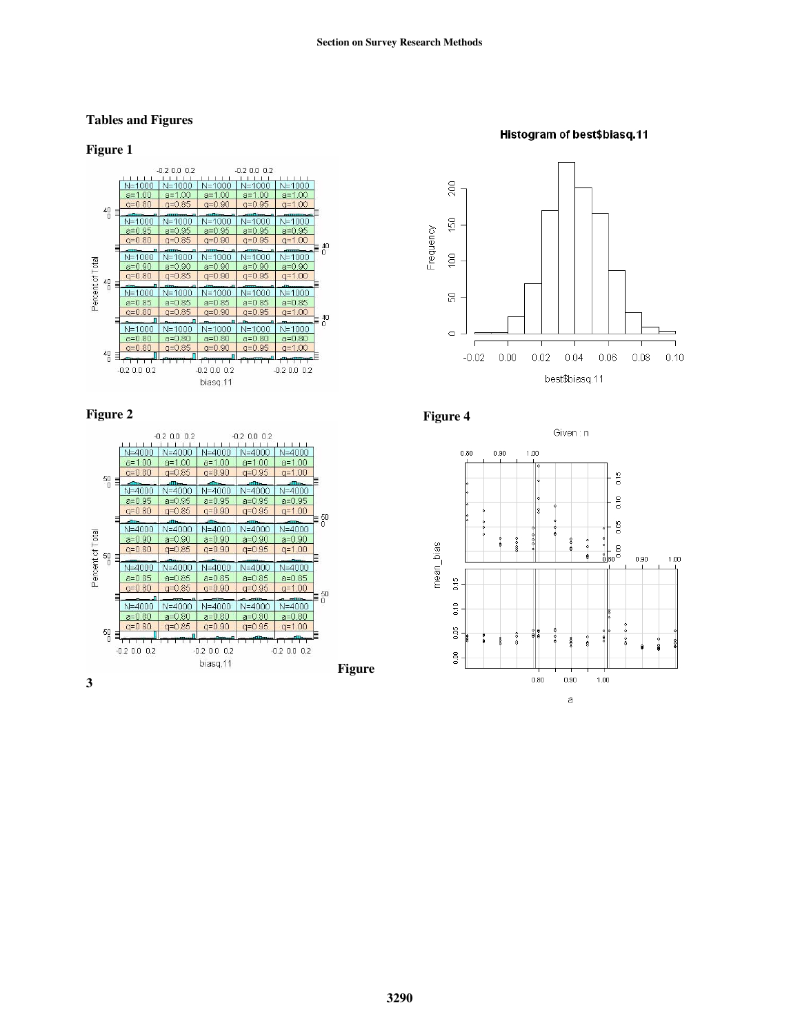## Tables and Figures

**Figure 1**

**Figure 2**

**Figure 3**

**Figure 4**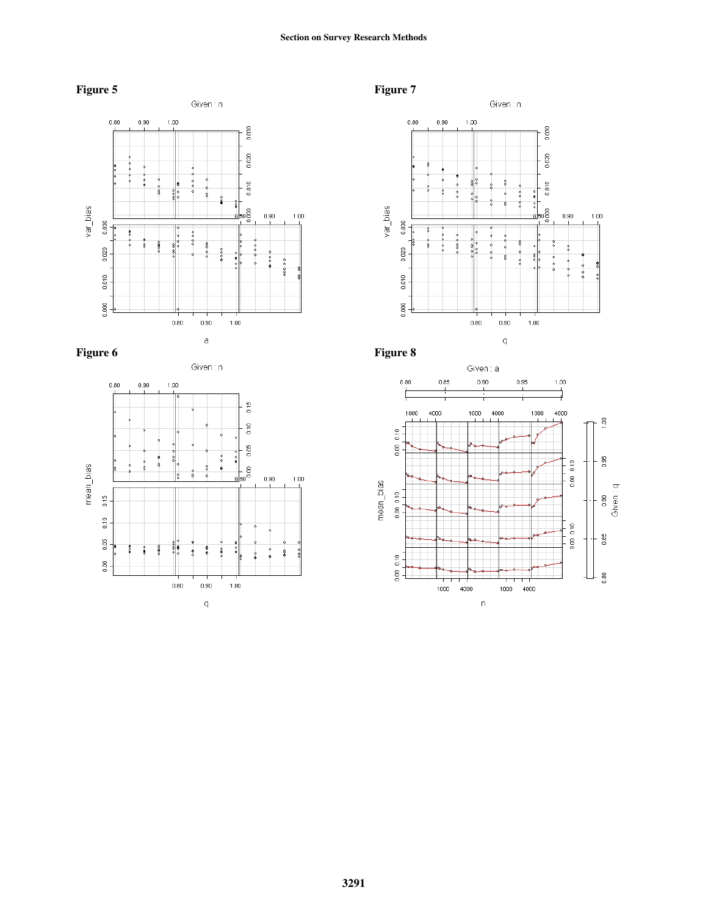**Figure 5**

**Figure 7**

**Figure 6**

**Figure 8**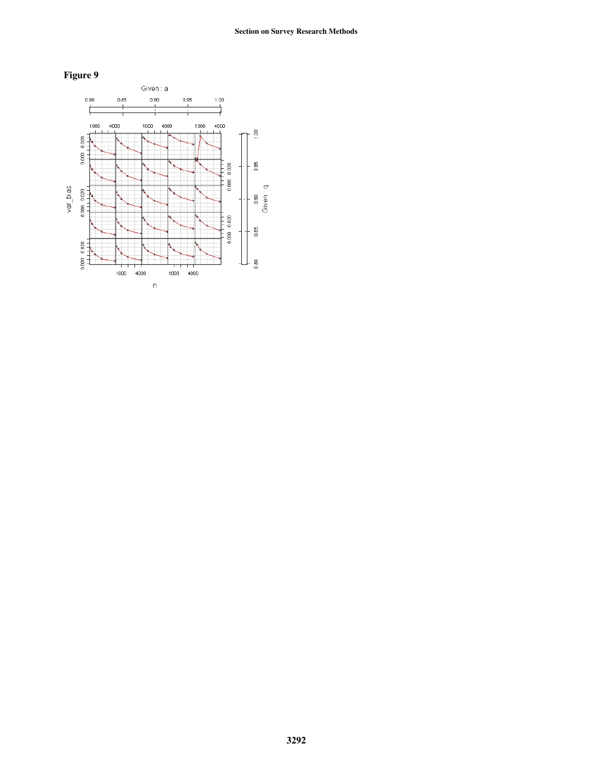**Figure 9**

Given : a

0.80 0.85 0.90 0.95 1.00

1000 4000 1000 4000 1000 4000

var_bias

0.000 0.020

Given : q

0.80 0.85 0.90 0.95 1.00

n

1000 4000 1000 4000